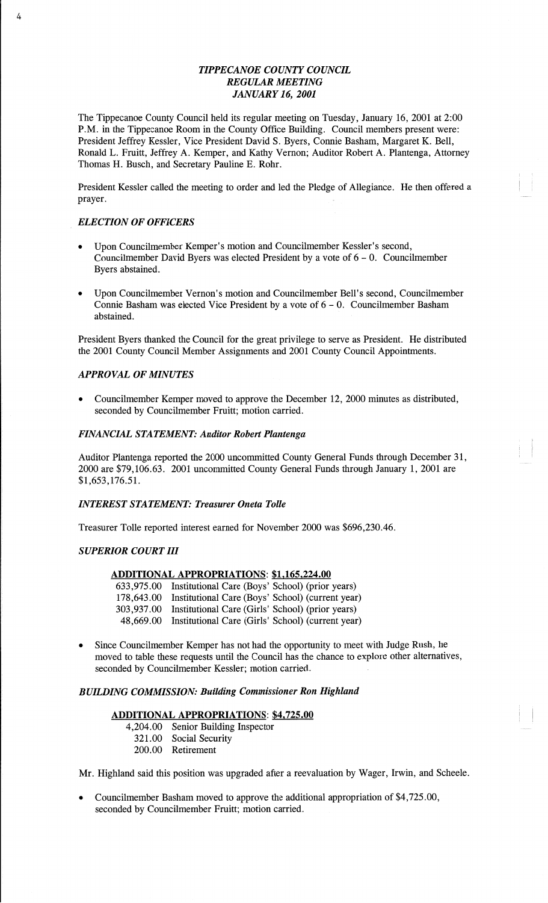# *TIPPECANOE COUNTY COUNCIL*
## *REGULAR MEETING*
## *JANUARY 16, 2001*

The Tippecanoe County Council held its regular meeting on Tuesday, January 16, 2001 at 2:00 P.M. in the Tippecanoe Room in the County Office Building. Council members present were: President Jeffrey Kessler, Vice President David S. Byers, Connie Basham, Margaret K. Bell, Ronald L. Fruitt, Jeffrey A. Kemper, and Kathy Vernon; Auditor Robert A. Plantenga, Attorney Thomas H. Busch, and Secretary Pauline E. Rohr.

President Kessler called the meeting to order and led the Pledge of Allegiance. He then offered a prayer.

### *ELECTION OF OFFICERS*

- Upon Councilmember Kemper's motion and Councilmember Kessler's second, Councilmember David Byers was elected President by a vote of 6 – 0. Councilmember Byers abstained.
- Upon Councilmember Vernon's motion and Councilmember Bell's second, Councilmember Connie Basham was elected Vice President by a vote of 6 – 0. Councilmember Basham abstained.

President Byers thanked the Council for the great privilege to serve as President. He distributed the 2001 County Council Member Assignments and 2001 County Council Appointments.

### *APPROVAL OF MINUTES*

- Councilmember Kemper moved to approve the December 12, 2000 minutes as distributed, seconded by Councilmember Fruitt; motion carried.

### *FINANCIAL STATEMENT: Auditor Robert Plantenga*

Auditor Plantenga reported the 2000 uncommitted County General Funds through December 31, 2000 are $79,106.63. 2001 uncommitted County General Funds through January 1, 2001 are $1,653,176.51.

### *INTEREST STATEMENT: Treasurer Oneta Tolle*

Treasurer Tolle reported interest earned for November 2000 was $696,230.46.

### *SUPERIOR COURT III*

**ADDITIONAL APPROPRIATIONS: $1,165,224.00**

633,975.00 Institutional Care (Boys' School) (prior years)
178,643.00 Institutional Care (Boys' School) (current year)
303,937.00 Institutional Care (Girls' School) (prior years)
48,669.00 Institutional Care (Girls' School) (current year)

- Since Councilmember Kemper has not had the opportunity to meet with Judge Rush, he moved to table these requests until the Council has the chance to explore other alternatives, seconded by Councilmember Kessler; motion carried.

### *BUILDING COMMISSION: Building Commissioner Ron Highland*

**ADDITIONAL APPROPRIATIONS: $4,725.00**

4,204.00 Senior Building Inspector
321.00 Social Security
200.00 Retirement

Mr. Highland said this position was upgraded after a reevaluation by Wager, Irwin, and Scheele.

- Councilmember Basham moved to approve the additional appropriation of $4,725.00, seconded by Councilmember Fruitt; motion carried.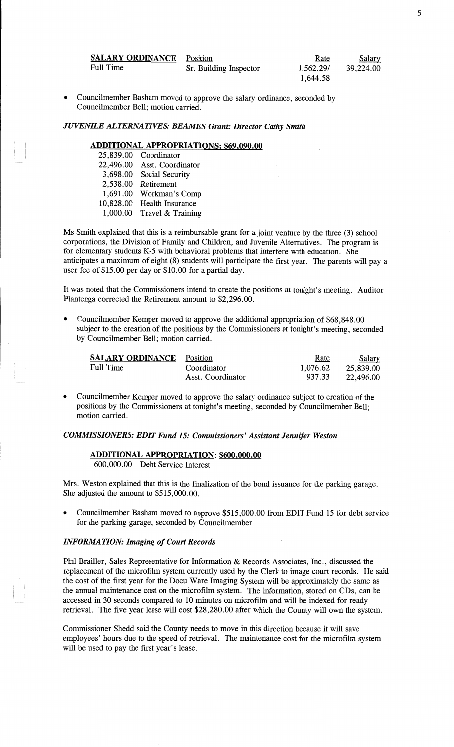| **SALARY ORDINANCE** | Position | Rate | Salary |
|---|---|---|---|
| Full Time | Sr. Building Inspector | 1,562.29/ 1,644.58 | 39,224.00 |

- Councilmember Basham moved to approve the salary ordinance, seconded by Councilmember Bell; motion carried.

***JUVENILE ALTERNATIVES: BEAMES Grant: Director Cathy Smith***

**ADDITIONAL APPROPRIATIONS: $69,090.00**

| | |
|---|---|
| 25,839.00 | Coordinator |
| 22,496.00 | Asst. Coordinator |
| 3,698.00 | Social Security |
| 2,538.00 | Retirement |
| 1,691.00 | Workman's Comp |
| 10,828.00 | Health Insurance |
| 1,000.00 | Travel & Training |

Ms Smith explained that this is a reimbursable grant for a joint venture by the three (3) school corporations, the Division of Family and Children, and Juvenile Alternatives. The program is for elementary students K-5 with behavioral problems that interfere with education. She anticipates a maximum of eight (8) students will participate the first year. The parents will pay a user fee of $15.00 per day or $10.00 for a partial day.

It was noted that the Commissioners intend to create the positions at tonight's meeting. Auditor Plantenga corrected the Retirement amount to $2,296.00.

- Councilmember Kemper moved to approve the additional appropriation of $68,848.00 subject to the creation of the positions by the Commissioners at tonight's meeting, seconded by Councilmember Bell; motion carried.

| **SALARY ORDINANCE** | Position | Rate | Salary |
|---|---|---|---|
| Full Time | Coordinator | 1,076.62 | 25,839.00 |
| | Asst. Coordinator | 937.33 | 22,496.00 |

- Councilmember Kemper moved to approve the salary ordinance subject to creation of the positions by the Commissioners at tonight's meeting, seconded by Councilmember Bell; motion carried.

***COMMISSIONERS: EDIT Fund 15: Commissioners' Assistant Jennifer Weston***

**ADDITIONAL APPROPRIATION: $600,000.00**

600,000.00 Debt Service Interest

Mrs. Weston explained that this is the finalization of the bond issuance for the parking garage. She adjusted the amount to $515,000.00.

- Councilmember Basham moved to approve $515,000.00 from EDIT Fund 15 for debt service for the parking garage, seconded by Councilmember

***INFORMATION: Imaging of Court Records***

Phil Brailler, Sales Representative for Information & Records Associates, Inc., discussed the replacement of the microfilm system currently used by the Clerk to image court records. He said the cost of the first year for the Docu Ware Imaging System will be approximately the same as the annual maintenance cost on the microfilm system. The information, stored on CDs, can be accessed in 30 seconds compared to 10 minutes on microfilm and will be indexed for ready retrieval. The five year lease will cost $28,280.00 after which the County will own the system.

Commissioner Shedd said the County needs to move in this direction because it will save employees' hours due to the speed of retrieval. The maintenance cost for the microfilm system will be used to pay the first year's lease.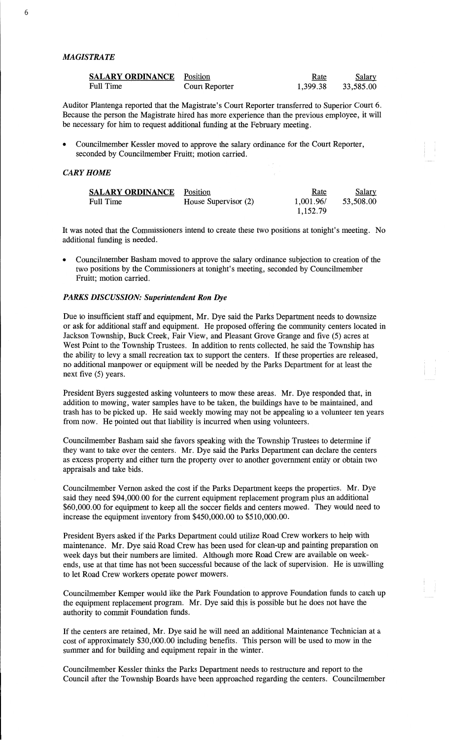### *MAGISTRATE*

| SALARY ORDINANCE | Position | Rate | Salary |
|---|---|---|---|
| Full Time | Court Reporter | 1,399.38 | 33,585.00 |

Auditor Plantenga reported that the Magistrate's Court Reporter transferred to Superior Court 6. Because the person the Magistrate hired has more experience than the previous employee, it will be necessary for him to request additional funding at the February meeting.

- Councilmember Kessler moved to approve the salary ordinance for the Court Reporter, seconded by Councilmember Fruitt; motion carried.

### *CARY HOME*

| SALARY ORDINANCE | Position | Rate | Salary |
|---|---|---|---|
| Full Time | House Supervisor (2) | 1,001.96/ 1,152.79 | 53,508.00 |

It was noted that the Commissioners intend to create these two positions at tonight's meeting. No additional funding is needed.

- Councilmember Basham moved to approve the salary ordinance subjection to creation of the two positions by the Commissioners at tonight's meeting, seconded by Councilmember Fruitt; motion carried.

### *PARKS DISCUSSION: Superintendent Ron Dye*

Due to insufficient staff and equipment, Mr. Dye said the Parks Department needs to downsize or ask for additional staff and equipment. He proposed offering the community centers located in Jackson Township, Buck Creek, Fair View, and Pleasant Grove Grange and five (5) acres at West Point to the Township Trustees. In addition to rents collected, he said the Township has the ability to levy a small recreation tax to support the centers. If these properties are released, no additional manpower or equipment will be needed by the Parks Department for at least the next five (5) years.

President Byers suggested asking volunteers to mow these areas. Mr. Dye responded that, in addition to mowing, water samples have to be taken, the buildings have to be maintained, and trash has to be picked up. He said weekly mowing may not be appealing to a volunteer ten years from now. He pointed out that liability is incurred when using volunteers.

Councilmember Basham said she favors speaking with the Township Trustees to determine if they want to take over the centers. Mr. Dye said the Parks Department can declare the centers as excess property and either turn the property over to another government entity or obtain two appraisals and take bids.

Councilmember Vernon asked the cost if the Parks Department keeps the properties. Mr. Dye said they need $94,000.00 for the current equipment replacement program plus an additional $60,000.00 for equipment to keep all the soccer fields and centers mowed. They would need to increase the equipment inventory from $450,000.00 to $510,000.00.

President Byers asked if the Parks Department could utilize Road Crew workers to help with maintenance. Mr. Dye said Road Crew has been used for clean-up and painting preparation on week days but their numbers are limited. Although more Road Crew are available on week-ends, use at that time has not been successful because of the lack of supervision. He is unwilling to let Road Crew workers operate power mowers.

Councilmember Kemper would like the Park Foundation to approve Foundation funds to catch up the equipment replacement program. Mr. Dye said this is possible but he does not have the authority to commit Foundation funds.

If the centers are retained, Mr. Dye said he will need an additional Maintenance Technician at a cost of approximately $30,000.00 including benefits. This person will be used to mow in the summer and for building and equipment repair in the winter.

Councilmember Kessler thinks the Parks Department needs to restructure and report to the Council after the Township Boards have been approached regarding the centers. Councilmember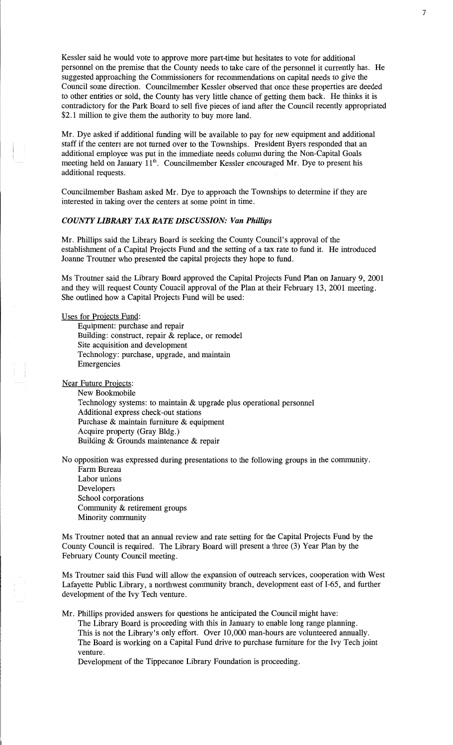Kessler said he would vote to approve more part-time but hesitates to vote for additional personnel on the premise that the County needs to take care of the personnel it currently has. He suggested approaching the Commissioners for recommendations on capital needs to give the Council some direction. Councilmember Kessler observed that once these properties are deeded to other entities or sold, the County has very little chance of getting them back. He thinks it is contradictory for the Park Board to sell five pieces of land after the Council recently appropriated \$2.1 million to give them the authority to buy more land.

Mr. Dye asked if additional funding will be available to pay for new equipment and additional staff if the centers are not turned over to the Townships. President Byers responded that an additional employee was put in the immediate needs column during the Non-Capital Goals meeting held on January 11th. Councilmember Kessler encouraged Mr. Dye to present his additional requests.

Councilmember Basham asked Mr. Dye to approach the Townships to determine if they are interested in taking over the centers at some point in time.

### *COUNTY LIBRARY TAX RATE DISCUSSION: Van Phillips*

Mr. Phillips said the Library Board is seeking the County Council's approval of the establishment of a Capital Projects Fund and the setting of a tax rate to fund it. He introduced Joanne Troutner who presented the capital projects they hope to fund.

Ms Troutner said the Library Board approved the Capital Projects Fund Plan on January 9, 2001 and they will request County Council approval of the Plan at their February 13, 2001 meeting. She outlined how a Capital Projects Fund will be used:

Uses for Projects Fund:

- Equipment: purchase and repair
- Building: construct, repair & replace, or remodel
- Site acquisition and development
- Technology: purchase, upgrade, and maintain
- Emergencies

Near Future Projects:

- New Bookmobile
- Technology systems: to maintain & upgrade plus operational personnel
- Additional express check-out stations
- Purchase & maintain furniture & equipment
- Acquire property (Gray Bldg.)
- Building & Grounds maintenance & repair

No opposition was expressed during presentations to the following groups in the community.

- Farm Bureau
- Labor unions
- Developers
- School corporations
- Community & retirement groups
- Minority community

Ms Troutner noted that an annual review and rate setting for the Capital Projects Fund by the County Council is required. The Library Board will present a three (3) Year Plan by the February County Council meeting.

Ms Troutner said this Fund will allow the expansion of outreach services, cooperation with West Lafayette Public Library, a northwest community branch, development east of I-65, and further development of the Ivy Tech venture.

Mr. Phillips provided answers for questions he anticipated the Council might have:

- The Library Board is proceeding with this in January to enable long range planning.
- This is not the Library's only effort. Over 10,000 man-hours are volunteered annually.
- The Board is working on a Capital Fund drive to purchase furniture for the Ivy Tech joint venture.
- Development of the Tippecanoe Library Foundation is proceeding.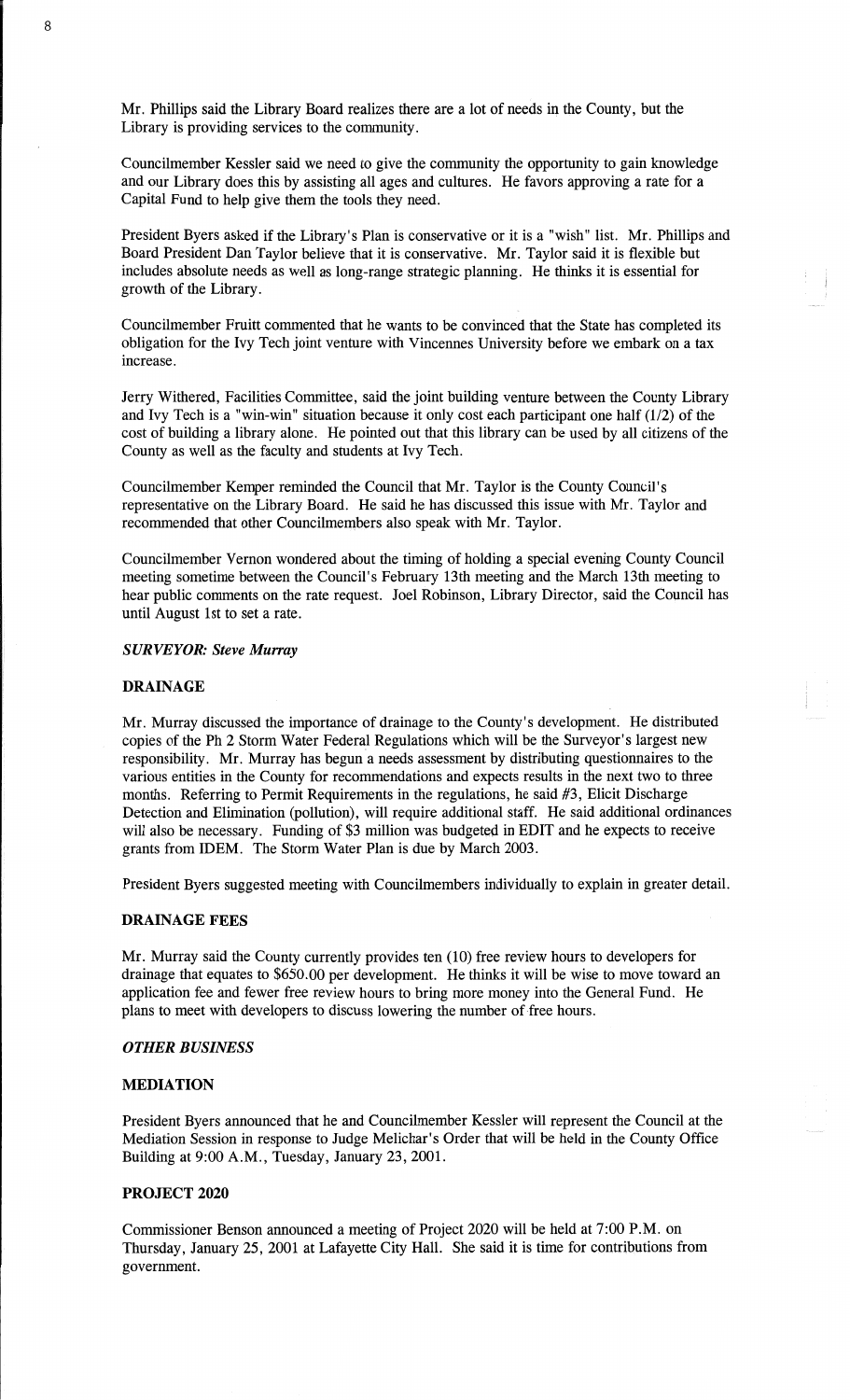Mr. Phillips said the Library Board realizes there are a lot of needs in the County, but the Library is providing services to the community.

Councilmember Kessler said we need to give the community the opportunity to gain knowledge and our Library does this by assisting all ages and cultures. He favors approving a rate for a Capital Fund to help give them the tools they need.

President Byers asked if the Library's Plan is conservative or it is a "wish" list. Mr. Phillips and Board President Dan Taylor believe that it is conservative. Mr. Taylor said it is flexible but includes absolute needs as well as long-range strategic planning. He thinks it is essential for growth of the Library.

Councilmember Fruitt commented that he wants to be convinced that the State has completed its obligation for the Ivy Tech joint venture with Vincennes University before we embark on a tax increase.

Jerry Withered, Facilities Committee, said the joint building venture between the County Library and Ivy Tech is a "win-win" situation because it only cost each participant one half (1/2) of the cost of building a library alone. He pointed out that this library can be used by all citizens of the County as well as the faculty and students at Ivy Tech.

Councilmember Kemper reminded the Council that Mr. Taylor is the County Council's representative on the Library Board. He said he has discussed this issue with Mr. Taylor and recommended that other Councilmembers also speak with Mr. Taylor.

Councilmember Vernon wondered about the timing of holding a special evening County Council meeting sometime between the Council's February 13th meeting and the March 13th meeting to hear public comments on the rate request. Joel Robinson, Library Director, said the Council has until August 1st to set a rate.

***SURVEYOR: Steve Murray***

**DRAINAGE**

Mr. Murray discussed the importance of drainage to the County's development. He distributed copies of the Ph 2 Storm Water Federal Regulations which will be the Surveyor's largest new responsibility. Mr. Murray has begun a needs assessment by distributing questionnaires to the various entities in the County for recommendations and expects results in the next two to three months. Referring to Permit Requirements in the regulations, he said #3, Elicit Discharge Detection and Elimination (pollution), will require additional staff. He said additional ordinances will also be necessary. Funding of $3 million was budgeted in EDIT and he expects to receive grants from IDEM. The Storm Water Plan is due by March 2003.

President Byers suggested meeting with Councilmembers individually to explain in greater detail.

**DRAINAGE FEES**

Mr. Murray said the County currently provides ten (10) free review hours to developers for drainage that equates to $650.00 per development. He thinks it will be wise to move toward an application fee and fewer free review hours to bring more money into the General Fund. He plans to meet with developers to discuss lowering the number of free hours.

***OTHER BUSINESS***

**MEDIATION**

President Byers announced that he and Councilmember Kessler will represent the Council at the Mediation Session in response to Judge Melichar's Order that will be held in the County Office Building at 9:00 A.M., Tuesday, January 23, 2001.

**PROJECT 2020**

Commissioner Benson announced a meeting of Project 2020 will be held at 7:00 P.M. on Thursday, January 25, 2001 at Lafayette City Hall. She said it is time for contributions from government.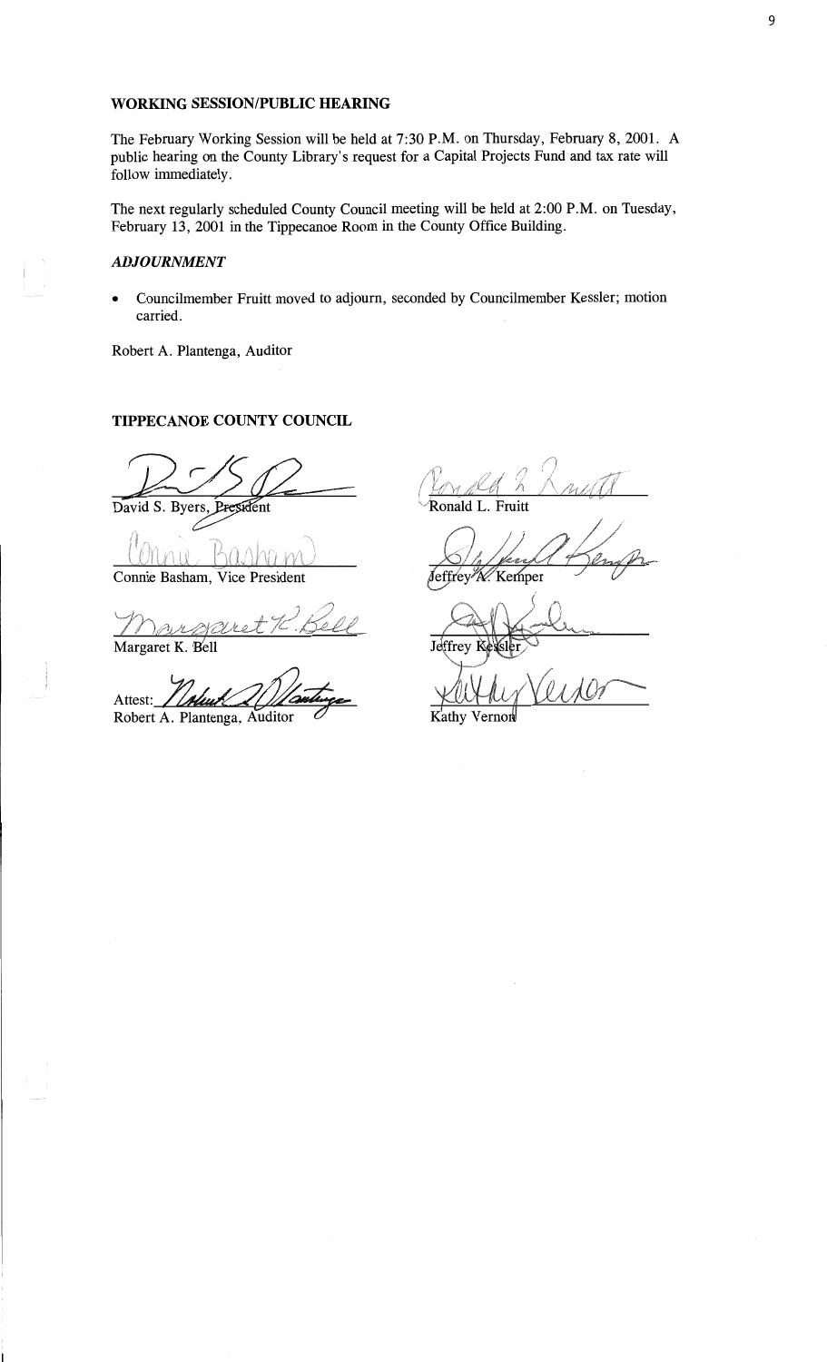### WORKING SESSION/PUBLIC HEARING

The February Working Session will be held at 7:30 P.M. on Thursday, February 8, 2001. A public hearing on the County Library's request for a Capital Projects Fund and tax rate will follow immediately.

The next regularly scheduled County Council meeting will be held at 2:00 P.M. on Tuesday, February 13, 2001 in the Tippecanoe Room in the County Office Building.

### *ADJOURNMENT*

- Councilmember Fruitt moved to adjourn, seconded by Councilmember Kessler; motion carried.

Robert A. Plantenga, Auditor

### TIPPECANOE COUNTY COUNCIL

David S. Byers, President

Connie Basham, Vice President

Margaret K. Bell

Attest: Robert A. Plantenga, Auditor

Ronald L. Fruitt

Jeffrey A. Kemper

Jeffrey Kessler

Kathy Vernon